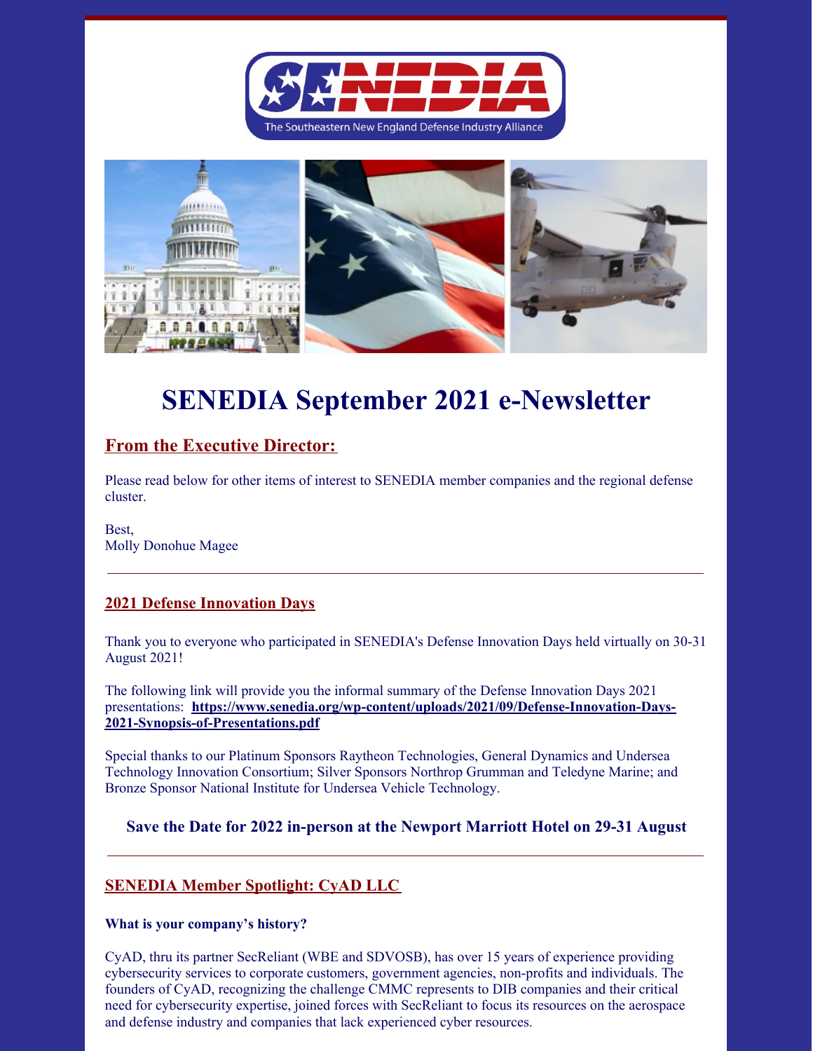# SENEDIA September 2021 e-Newsletter

## From the Executive Director:

Please read below for other items of interest to SENEDIA member companies and the regional defense cluster.

Best,
Molly Donohue Magee

---

## 2021 Defense Innovation Days

Thank you to everyone who participated in SENEDIA's Defense Innovation Days held virtually on 30-31 August 2021!

The following link will provide you the informal summary of the Defense Innovation Days 2021 presentations: **https://www.senedia.org/wp-content/uploads/2021/09/Defense-Innovation-Days-2021-Synopsis-of-Presentations.pdf**

Special thanks to our Platinum Sponsors Raytheon Technologies, General Dynamics and Undersea Technology Innovation Consortium; Silver Sponsors Northrop Grumman and Teledyne Marine; and Bronze Sponsor National Institute for Undersea Vehicle Technology.

**Save the Date for 2022 in-person at the Newport Marriott Hotel on 29-31 August**

---

## SENEDIA Member Spotlight: CyAD LLC

**What is your company's history?**

CyAD, thru its partner SecReliant (WBE and SDVOSB), has over 15 years of experience providing cybersecurity services to corporate customers, government agencies, non-profits and individuals. The founders of CyAD, recognizing the challenge CMMC represents to DIB companies and their critical need for cybersecurity expertise, joined forces with SecReliant to focus its resources on the aerospace and defense industry and companies that lack experienced cyber resources.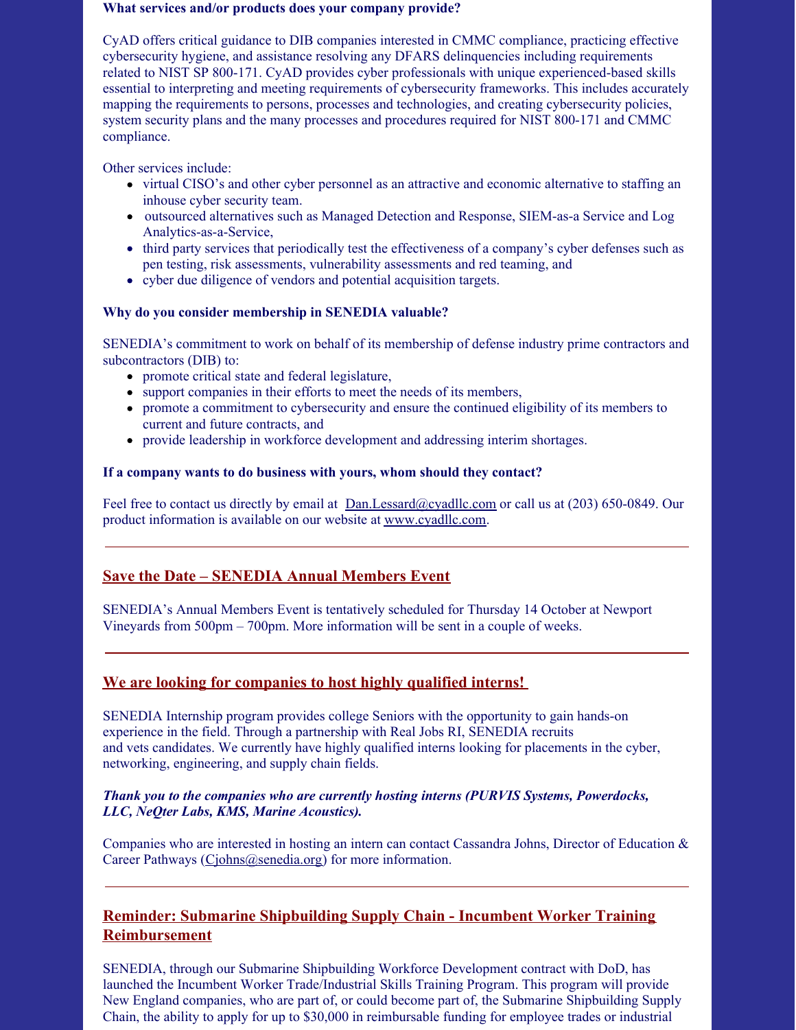**What services and/or products does your company provide?**

CyAD offers critical guidance to DIB companies interested in CMMC compliance, practicing effective cybersecurity hygiene, and assistance resolving any DFARS delinquencies including requirements related to NIST SP 800-171. CyAD provides cyber professionals with unique experienced-based skills essential to interpreting and meeting requirements of cybersecurity frameworks. This includes accurately mapping the requirements to persons, processes and technologies, and creating cybersecurity policies, system security plans and the many processes and procedures required for NIST 800-171 and CMMC compliance.

Other services include:

- virtual CISO's and other cyber personnel as an attractive and economic alternative to staffing an inhouse cyber security team.
- outsourced alternatives such as Managed Detection and Response, SIEM-as-a Service and Log Analytics-as-a-Service,
- third party services that periodically test the effectiveness of a company's cyber defenses such as pen testing, risk assessments, vulnerability assessments and red teaming, and
- cyber due diligence of vendors and potential acquisition targets.

**Why do you consider membership in SENEDIA valuable?**

SENEDIA's commitment to work on behalf of its membership of defense industry prime contractors and subcontractors (DIB) to:

- promote critical state and federal legislature,
- support companies in their efforts to meet the needs of its members,
- promote a commitment to cybersecurity and ensure the continued eligibility of its members to current and future contracts, and
- provide leadership in workforce development and addressing interim shortages.

**If a company wants to do business with yours, whom should they contact?**

Feel free to contact us directly by email at Dan.Lessard@cyadllc.com or call us at (203) 650-0849. Our product information is available on our website at www.cyadllc.com.

---

## Save the Date – SENEDIA Annual Members Event

SENEDIA's Annual Members Event is tentatively scheduled for Thursday 14 October at Newport Vineyards from 500pm – 700pm. More information will be sent in a couple of weeks.

---

## We are looking for companies to host highly qualified interns!

SENEDIA Internship program provides college Seniors with the opportunity to gain hands-on experience in the field. Through a partnership with Real Jobs RI, SENEDIA recruits and vets candidates. We currently have highly qualified interns looking for placements in the cyber, networking, engineering, and supply chain fields.

***Thank you to the companies who are currently hosting interns (PURVIS Systems, Powerdocks, LLC, NeQter Labs, KMS, Marine Acoustics).***

Companies who are interested in hosting an intern can contact Cassandra Johns, Director of Education & Career Pathways (Cjohns@senedia.org) for more information.

---

## Reminder: Submarine Shipbuilding Supply Chain - Incumbent Worker Training Reimbursement

SENEDIA, through our Submarine Shipbuilding Workforce Development contract with DoD, has launched the Incumbent Worker Trade/Industrial Skills Training Program. This program will provide New England companies, who are part of, or could become part of, the Submarine Shipbuilding Supply Chain, the ability to apply for up to $30,000 in reimbursable funding for employee trades or industrial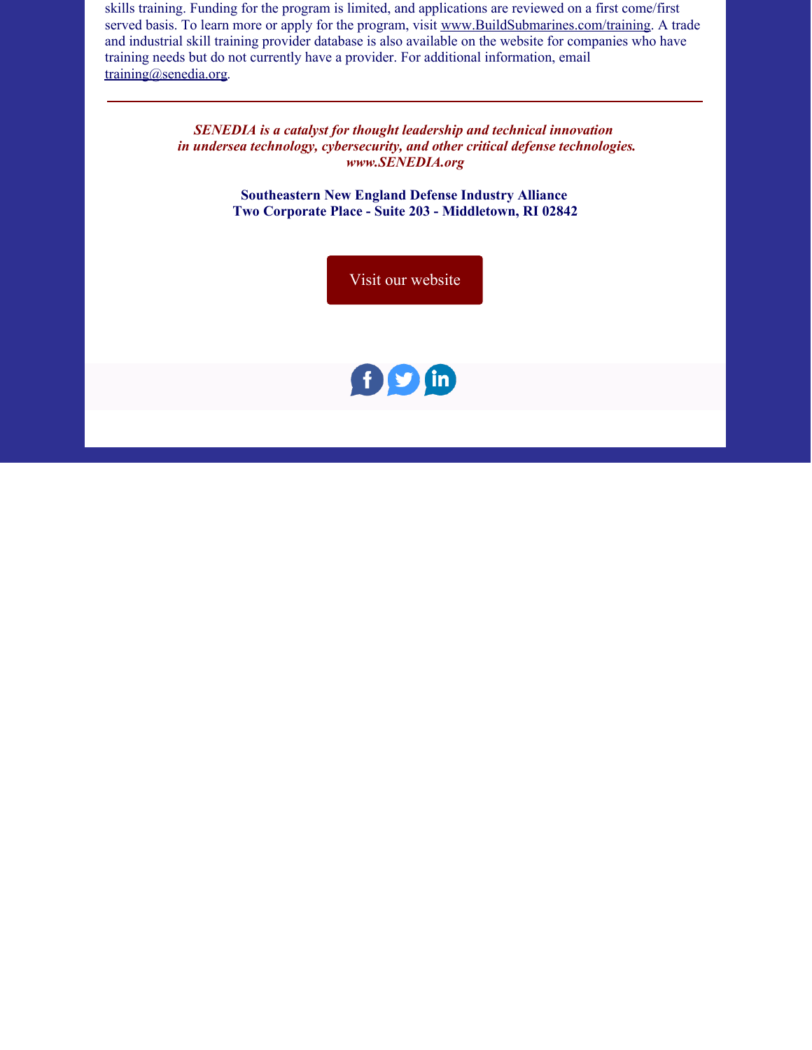skills training. Funding for the program is limited, and applications are reviewed on a first come/first served basis. To learn more or apply for the program, visit www.BuildSubmarines.com/training. A trade and industrial skill training provider database is also available on the website for companies who have training needs but do not currently have a provider. For additional information, email training@senedia.org.

---

***SENEDIA is a catalyst for thought leadership and technical innovation in undersea technology, cybersecurity, and other critical defense technologies.***
***www.SENEDIA.org***

**Southeastern New England Defense Industry Alliance**
**Two Corporate Place - Suite 203 - Middletown, RI 02842**

Visit our website